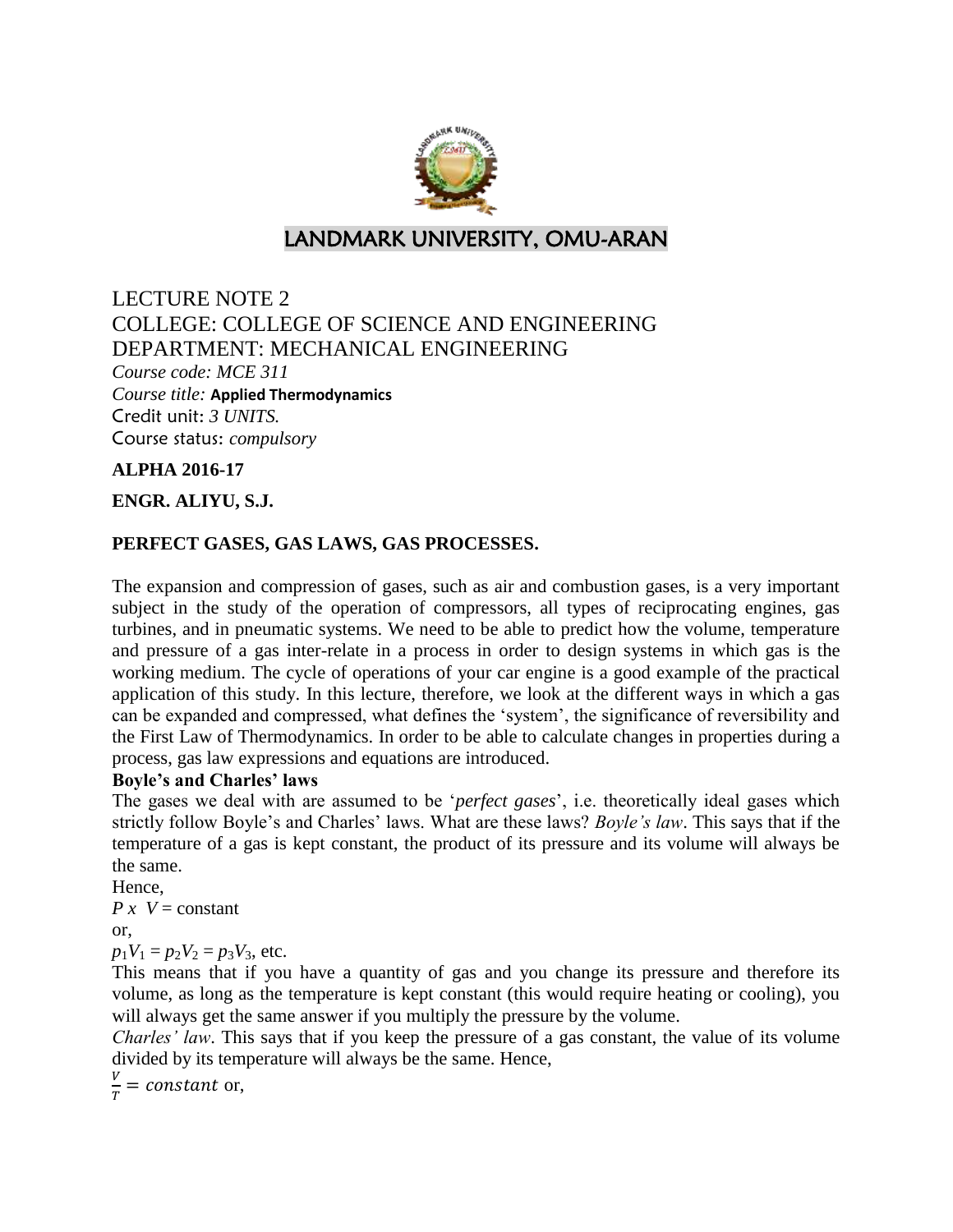# LANDMARK UNIVERSITY, OMU-ARAN

LECTURE NOTE 2
COLLEGE: COLLEGE OF SCIENCE AND ENGINEERING
DEPARTMENT: MECHANICAL ENGINEERING

*Course code: MCE 311*
*Course title:* **Applied Thermodynamics**
Credit unit: *3 UNITS.*
Course status: *compulsory*

**ALPHA 2016-17**

**ENGR. ALIYU, S.J.**

**PERFECT GASES, GAS LAWS, GAS PROCESSES.**

The expansion and compression of gases, such as air and combustion gases, is a very important subject in the study of the operation of compressors, all types of reciprocating engines, gas turbines, and in pneumatic systems. We need to be able to predict how the volume, temperature and pressure of a gas inter-relate in a process in order to design systems in which gas is the working medium. The cycle of operations of your car engine is a good example of the practical application of this study. In this lecture, therefore, we look at the different ways in which a gas can be expanded and compressed, what defines the 'system', the significance of reversibility and the First Law of Thermodynamics. In order to be able to calculate changes in properties during a process, gas law expressions and equations are introduced.

**Boyle's and Charles' laws**

The gases we deal with are assumed to be '*perfect gases*', i.e. theoretically ideal gases which strictly follow Boyle's and Charles' laws. What are these laws? *Boyle's law*. This says that if the temperature of a gas is kept constant, the product of its pressure and its volume will always be the same.

Hence,

$P \times V = \text{constant}$

or,

$p_1V_1 = p_2V_2 = p_3V_3$, etc.

This means that if you have a quantity of gas and you change its pressure and therefore its volume, as long as the temperature is kept constant (this would require heating or cooling), you will always get the same answer if you multiply the pressure by the volume.

*Charles' law*. This says that if you keep the pressure of a gas constant, the value of its volume divided by its temperature will always be the same. Hence,

$\frac{V}{T} = constant$ or,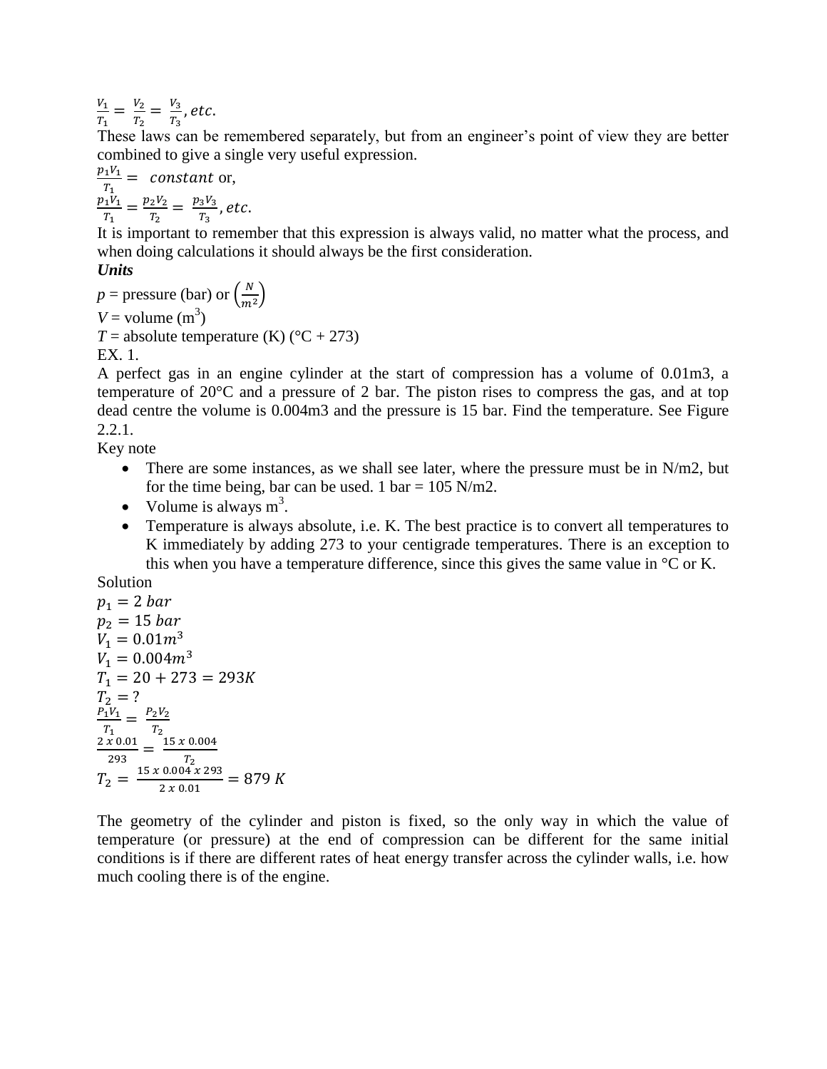$$\frac{V_1}{T_1} = \frac{V_2}{T_2} = \frac{V_3}{T_3}, etc.$$

These laws can be remembered separately, but from an engineer's point of view they are better combined to give a single very useful expression.

$$\frac{p_1 V_1}{T_1} = \ constant \text{ or,}$$

$$\frac{p_1 V_1}{T_1} = \frac{p_2 V_2}{T_2} = \frac{p_3 V_3}{T_3}, etc.$$

It is important to remember that this expression is always valid, no matter what the process, and when doing calculations it should always be the first consideration.

***Units***

$p$ = pressure (bar) or $\left(\frac{N}{m^2}\right)$

$V$ = volume ($m^3$)

$T$ = absolute temperature (K) (°C + 273)

EX. 1.

A perfect gas in an engine cylinder at the start of compression has a volume of 0.01m3, a temperature of 20°C and a pressure of 2 bar. The piston rises to compress the gas, and at top dead centre the volume is 0.004m3 and the pressure is 15 bar. Find the temperature. See Figure 2.2.1.

Key note

- There are some instances, as we shall see later, where the pressure must be in N/m2, but for the time being, bar can be used. 1 bar = 105 N/m2.
- Volume is always $m^3$.
- Temperature is always absolute, i.e. K. The best practice is to convert all temperatures to K immediately by adding 273 to your centigrade temperatures. There is an exception to this when you have a temperature difference, since this gives the same value in °C or K.

Solution

$p_1 = 2 \ bar$

$p_2 = 15 \ bar$

$V_1 = 0.01 m^3$

$V_1 = 0.004 m^3$

$T_1 = 20 + 273 = 293K$

$T_2 = ?$

$$\frac{P_1 V_1}{T_1} = \frac{P_2 V_2}{T_2}$$

$$\frac{2 \ x \ 0.01}{293} = \frac{15 \ x \ 0.004}{T_2}$$

$$T_2 = \frac{15 \ x \ 0.004 \ x \ 293}{2 \ x \ 0.01} = 879 \ K$$

The geometry of the cylinder and piston is fixed, so the only way in which the value of temperature (or pressure) at the end of compression can be different for the same initial conditions is if there are different rates of heat energy transfer across the cylinder walls, i.e. how much cooling there is of the engine.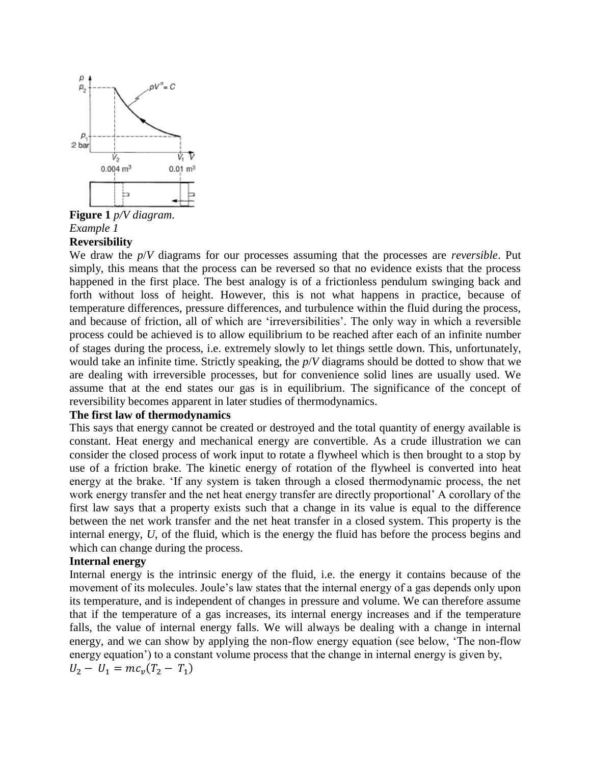**Figure 1** *p/V diagram.*

*Example 1*

**Reversibility**

We draw the *p*/*V* diagrams for our processes assuming that the processes are *reversible*. Put simply, this means that the process can be reversed so that no evidence exists that the process happened in the first place. The best analogy is of a frictionless pendulum swinging back and forth without loss of height. However, this is not what happens in practice, because of temperature differences, pressure differences, and turbulence within the fluid during the process, and because of friction, all of which are 'irreversibilities'. The only way in which a reversible process could be achieved is to allow equilibrium to be reached after each of an infinite number of stages during the process, i.e. extremely slowly to let things settle down. This, unfortunately, would take an infinite time. Strictly speaking, the *p*/*V* diagrams should be dotted to show that we are dealing with irreversible processes, but for convenience solid lines are usually used. We assume that at the end states our gas is in equilibrium. The significance of the concept of reversibility becomes apparent in later studies of thermodynamics.

**The first law of thermodynamics**

This says that energy cannot be created or destroyed and the total quantity of energy available is constant. Heat energy and mechanical energy are convertible. As a crude illustration we can consider the closed process of work input to rotate a flywheel which is then brought to a stop by use of a friction brake. The kinetic energy of rotation of the flywheel is converted into heat energy at the brake. 'If any system is taken through a closed thermodynamic process, the net work energy transfer and the net heat energy transfer are directly proportional' A corollary of the first law says that a property exists such that a change in its value is equal to the difference between the net work transfer and the net heat transfer in a closed system. This property is the internal energy, *U*, of the fluid, which is the energy the fluid has before the process begins and which can change during the process.

**Internal energy**

Internal energy is the intrinsic energy of the fluid, i.e. the energy it contains because of the movement of its molecules. Joule's law states that the internal energy of a gas depends only upon its temperature, and is independent of changes in pressure and volume. We can therefore assume that if the temperature of a gas increases, its internal energy increases and if the temperature falls, the value of internal energy falls. We will always be dealing with a change in internal energy, and we can show by applying the non-flow energy equation (see below, 'The non-flow energy equation') to a constant volume process that the change in internal energy is given by,

$$U_2 - U_1 = mc_v(T_2 - T_1)$$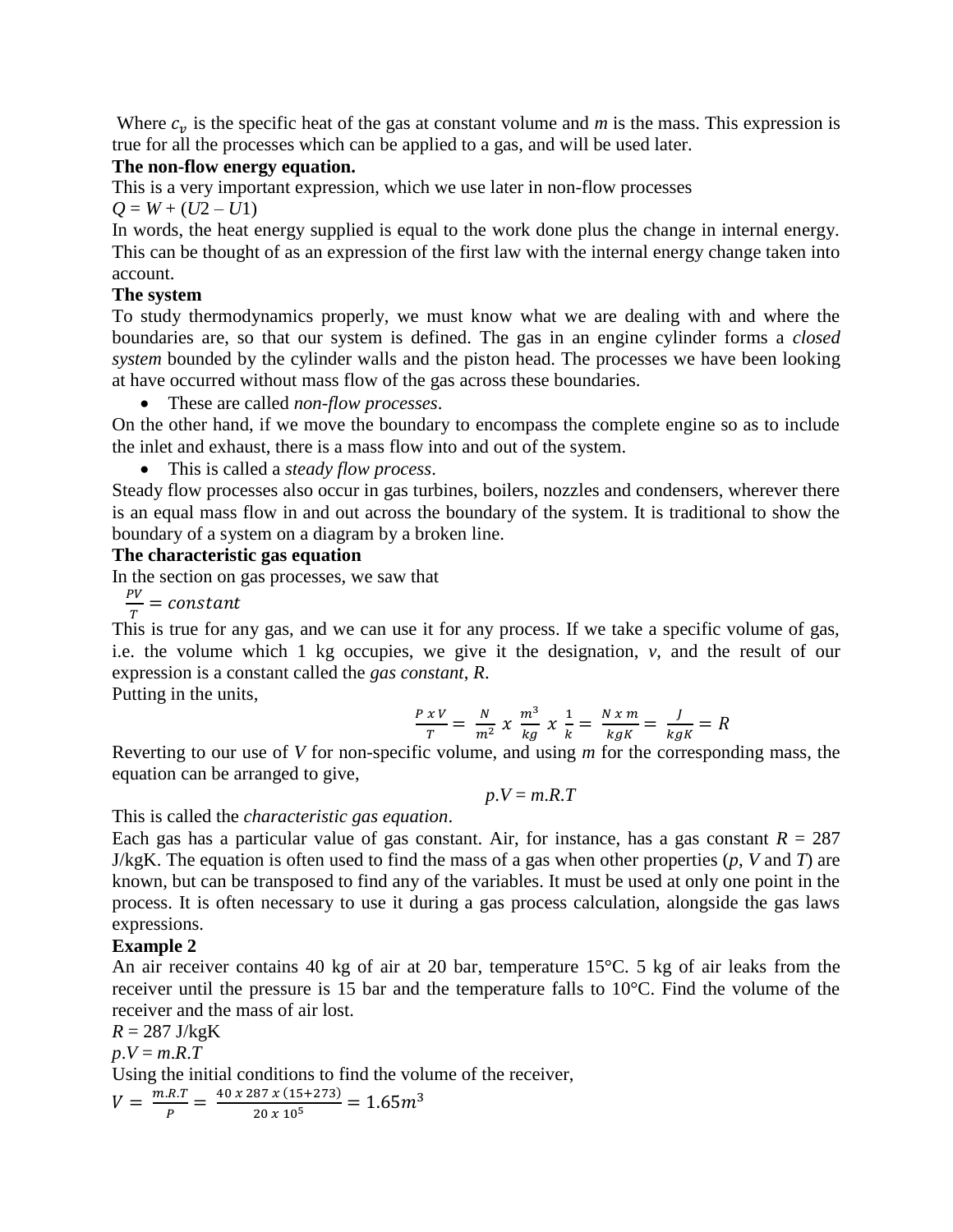Where $c_v$ is the specific heat of the gas at constant volume and *m* is the mass. This expression is true for all the processes which can be applied to a gas, and will be used later.

**The non-flow energy equation.**

This is a very important expression, which we use later in non-flow processes

$Q = W + (U2 - U1)$

In words, the heat energy supplied is equal to the work done plus the change in internal energy. This can be thought of as an expression of the first law with the internal energy change taken into account.

**The system**

To study thermodynamics properly, we must know what we are dealing with and where the boundaries are, so that our system is defined. The gas in an engine cylinder forms a *closed system* bounded by the cylinder walls and the piston head. The processes we have been looking at have occurred without mass flow of the gas across these boundaries.

- These are called *non-flow processes*.

On the other hand, if we move the boundary to encompass the complete engine so as to include the inlet and exhaust, there is a mass flow into and out of the system.

- This is called a *steady flow process*.

Steady flow processes also occur in gas turbines, boilers, nozzles and condensers, wherever there is an equal mass flow in and out across the boundary of the system. It is traditional to show the boundary of a system on a diagram by a broken line.

**The characteristic gas equation**

In the section on gas processes, we saw that

$\frac{PV}{T} = constant$

This is true for any gas, and we can use it for any process. If we take a specific volume of gas, i.e. the volume which 1 kg occupies, we give it the designation, *v*, and the result of our expression is a constant called the *gas constant*, *R*.

Putting in the units,

$$\frac{P\ x\ V}{T} = \frac{N}{m^2}\ x\ \frac{m^3}{kg}\ x\ \frac{1}{k} = \frac{N\ x\ m}{kgK} = \frac{J}{kgK} = R$$

Reverting to our use of *V* for non-specific volume, and using *m* for the corresponding mass, the equation can be arranged to give,

$$p.V = m.R.T$$

This is called the *characteristic gas equation*.

Each gas has a particular value of gas constant. Air, for instance, has a gas constant $R$ = 287 J/kgK. The equation is often used to find the mass of a gas when other properties (*p*, *V* and *T*) are known, but can be transposed to find any of the variables. It must be used at only one point in the process. It is often necessary to use it during a gas process calculation, alongside the gas laws expressions.

**Example 2**

An air receiver contains 40 kg of air at 20 bar, temperature 15°C. 5 kg of air leaks from the receiver until the pressure is 15 bar and the temperature falls to 10°C. Find the volume of the receiver and the mass of air lost.

$R$ = 287 J/kgK

$p.V = m.R.T$

Using the initial conditions to find the volume of the receiver,

$V = \frac{m.R.T}{P} = \frac{40\ x\ 287\ x\ (15+273)}{20\ x\ 10^5} = 1.65m^3$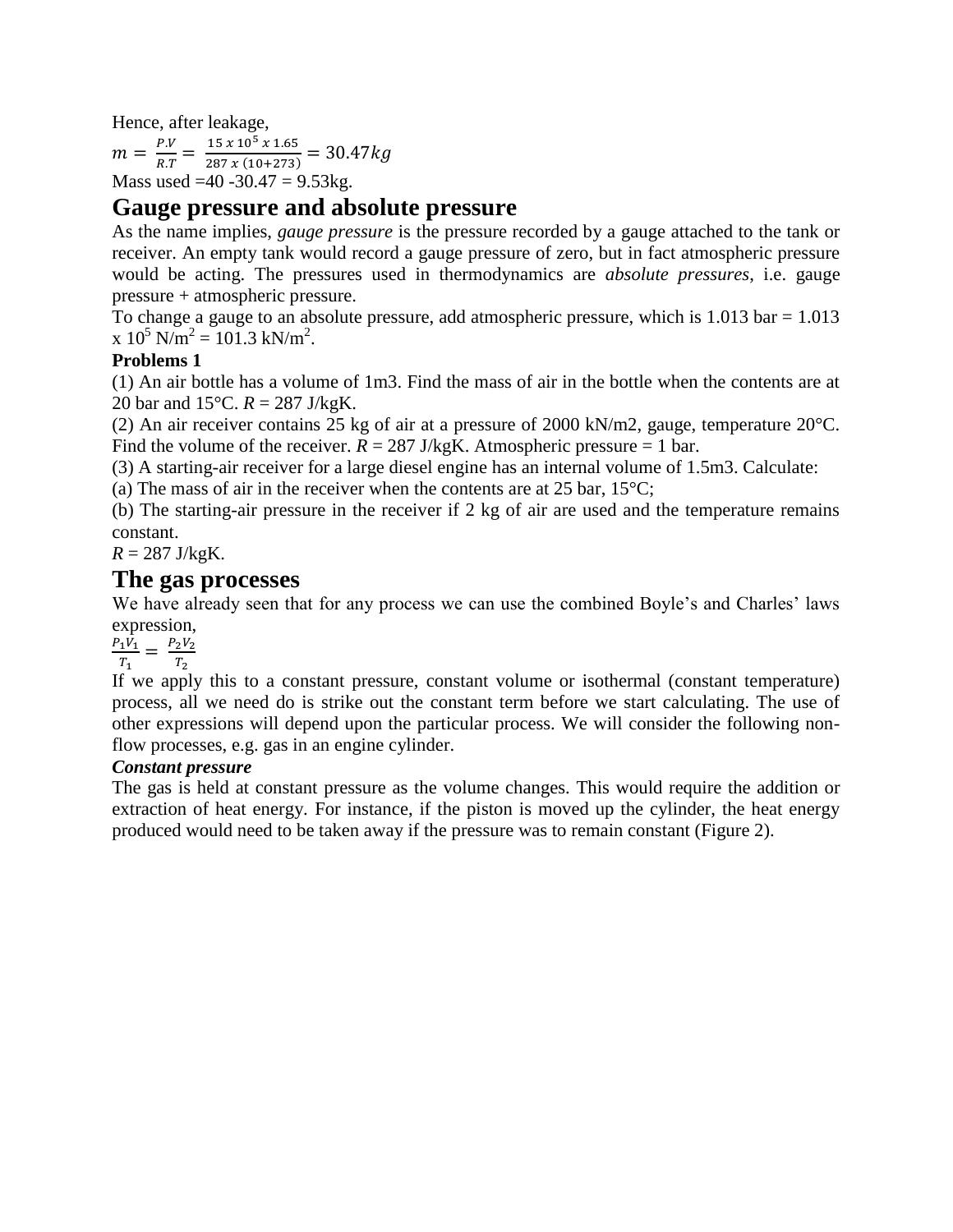Hence, after leakage,

$$m = \frac{P.V}{R.T} = \frac{15 \; x \; 10^5 \; x \; 1.65}{287 \; x \; (10+273)} = 30.47kg$$

Mass used =40 -30.47 = 9.53kg.

## Gauge pressure and absolute pressure

As the name implies, *gauge pressure* is the pressure recorded by a gauge attached to the tank or receiver. An empty tank would record a gauge pressure of zero, but in fact atmospheric pressure would be acting. The pressures used in thermodynamics are *absolute pressures*, i.e. gauge pressure + atmospheric pressure.

To change a gauge to an absolute pressure, add atmospheric pressure, which is 1.013 bar = 1.013 x $10^5$ N/m$^2$ = 101.3 kN/m$^2$.

**Problems 1**

(1) An air bottle has a volume of 1m3. Find the mass of air in the bottle when the contents are at 20 bar and 15°C. *R* = 287 J/kgK.

(2) An air receiver contains 25 kg of air at a pressure of 2000 kN/m2, gauge, temperature 20°C. Find the volume of the receiver. *R* = 287 J/kgK. Atmospheric pressure = 1 bar.

(3) A starting-air receiver for a large diesel engine has an internal volume of 1.5m3. Calculate:

(a) The mass of air in the receiver when the contents are at 25 bar, 15°C;

(b) The starting-air pressure in the receiver if 2 kg of air are used and the temperature remains constant.

*R* = 287 J/kgK.

## The gas processes

We have already seen that for any process we can use the combined Boyle's and Charles' laws expression,

$$\frac{P_1V_1}{T_1} = \frac{P_2V_2}{T_2}$$

If we apply this to a constant pressure, constant volume or isothermal (constant temperature) process, all we need do is strike out the constant term before we start calculating. The use of other expressions will depend upon the particular process. We will consider the following non-flow processes, e.g. gas in an engine cylinder.

***Constant pressure***

The gas is held at constant pressure as the volume changes. This would require the addition or extraction of heat energy. For instance, if the piston is moved up the cylinder, the heat energy produced would need to be taken away if the pressure was to remain constant (Figure 2).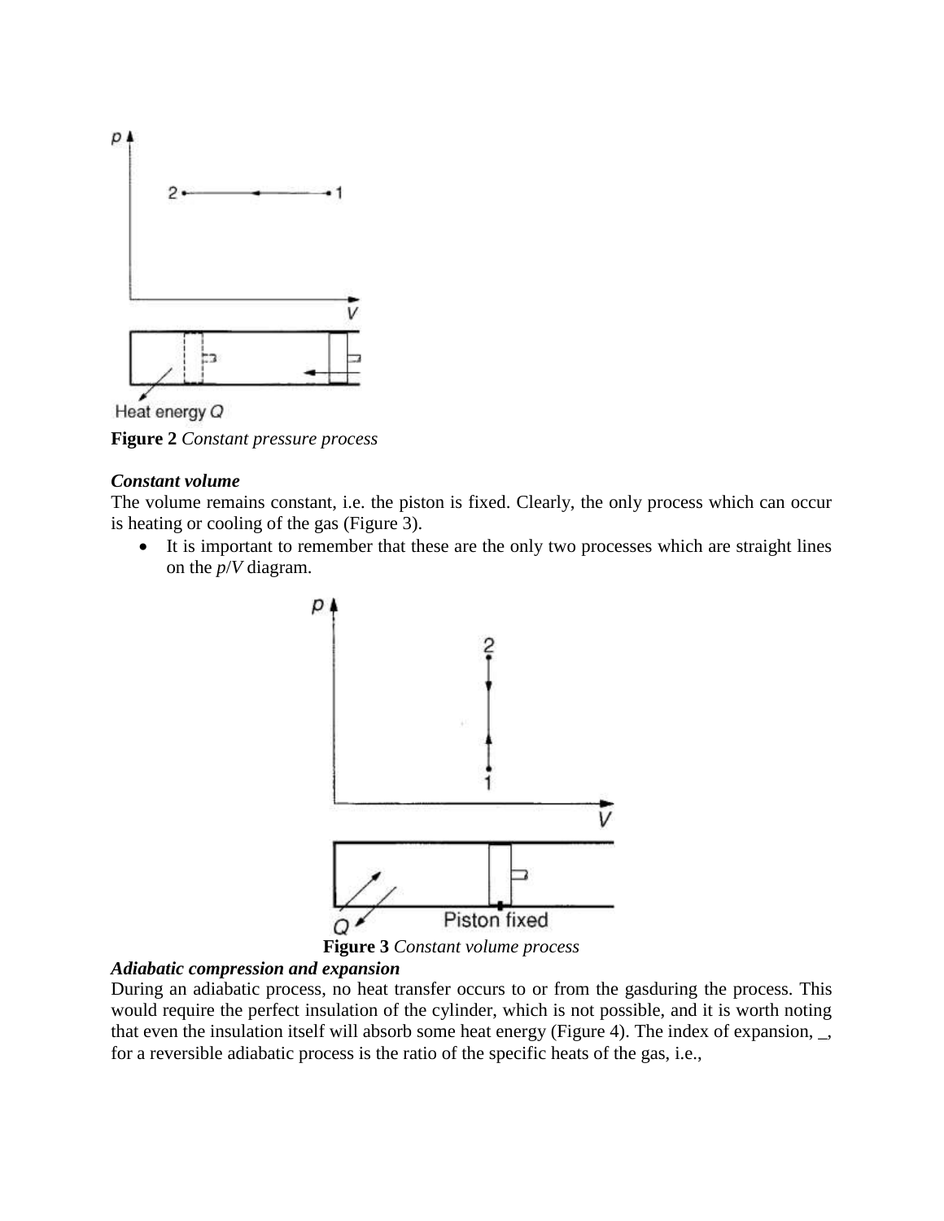**Figure 2** *Constant pressure process*

***Constant volume***

The volume remains constant, i.e. the piston is fixed. Clearly, the only process which can occur is heating or cooling of the gas (Figure 3).

- It is important to remember that these are the only two processes which are straight lines on the *p*/*V* diagram.

**Figure 3** *Constant volume process*

***Adiabatic compression and expansion***

During an adiabatic process, no heat transfer occurs to or from the gasduring the process. This would require the perfect insulation of the cylinder, which is not possible, and it is worth noting that even the insulation itself will absorb some heat energy (Figure 4). The index of expansion, _, for a reversible adiabatic process is the ratio of the specific heats of the gas, i.e.,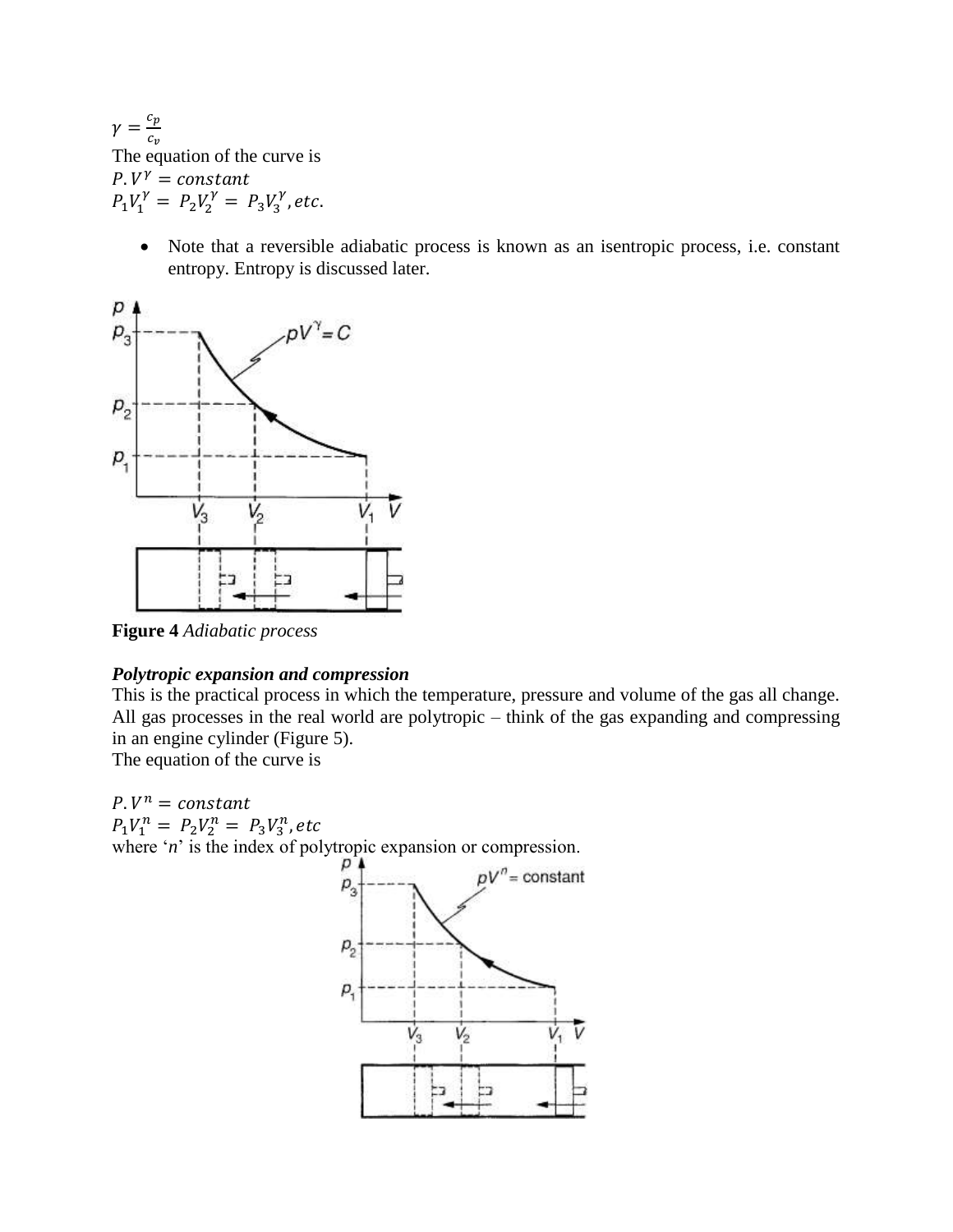$\gamma = \frac{c_p}{c_v}$

The equation of the curve is

$P.V^{\gamma} = constant$

$P_1V_1^{\gamma} = P_2V_2^{\gamma} = P_3V_3^{\gamma}, etc.$

- Note that a reversible adiabatic process is known as an isentropic process, i.e. constant entropy. Entropy is discussed later.

**Figure 4** *Adiabatic process*

***Polytropic expansion and compression***

This is the practical process in which the temperature, pressure and volume of the gas all change. All gas processes in the real world are polytropic – think of the gas expanding and compressing in an engine cylinder (Figure 5).

The equation of the curve is

$P.V^{n} = constant$

$P_1V_1^{n} = P_2V_2^{n} = P_3V_3^{n}, etc$

where '$n$' is the index of polytropic expansion or compression.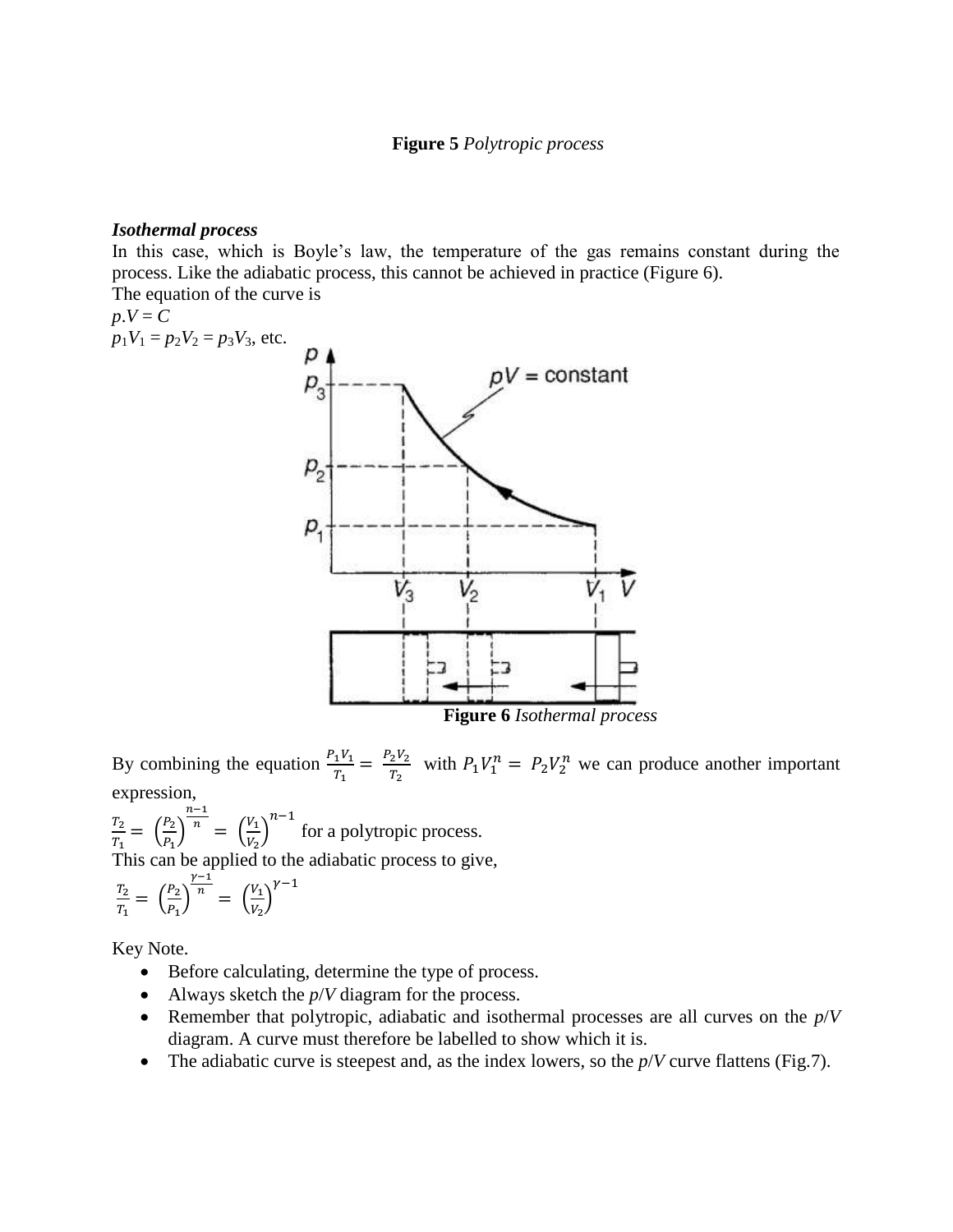**Figure 5** *Polytropic process*

***Isothermal process***

In this case, which is Boyle's law, the temperature of the gas remains constant during the process. Like the adiabatic process, this cannot be achieved in practice (Figure 6).

The equation of the curve is

$p.V = C$

$p_1V_1 = p_2V_2 = p_3V_3$, etc.

**Figure 6** *Isothermal process*

By combining the equation $\frac{P_1V_1}{T_1} = \frac{P_2V_2}{T_2}$ with $P_1V_1^n = P_2V_2^n$ we can produce another important expression,

$\frac{T_2}{T_1} = \left(\frac{P_2}{P_1}\right)^{\frac{n-1}{n}} = \left(\frac{V_1}{V_2}\right)^{n-1}$ for a polytropic process.

This can be applied to the adiabatic process to give,

$\frac{T_2}{T_1} = \left(\frac{P_2}{P_1}\right)^{\frac{\gamma-1}{n}} = \left(\frac{V_1}{V_2}\right)^{\gamma-1}$

Key Note.

- Before calculating, determine the type of process.
- Always sketch the *p*/*V* diagram for the process.
- Remember that polytropic, adiabatic and isothermal processes are all curves on the *p*/*V* diagram. A curve must therefore be labelled to show which it is.
- The adiabatic curve is steepest and, as the index lowers, so the *p*/*V* curve flattens (Fig.7).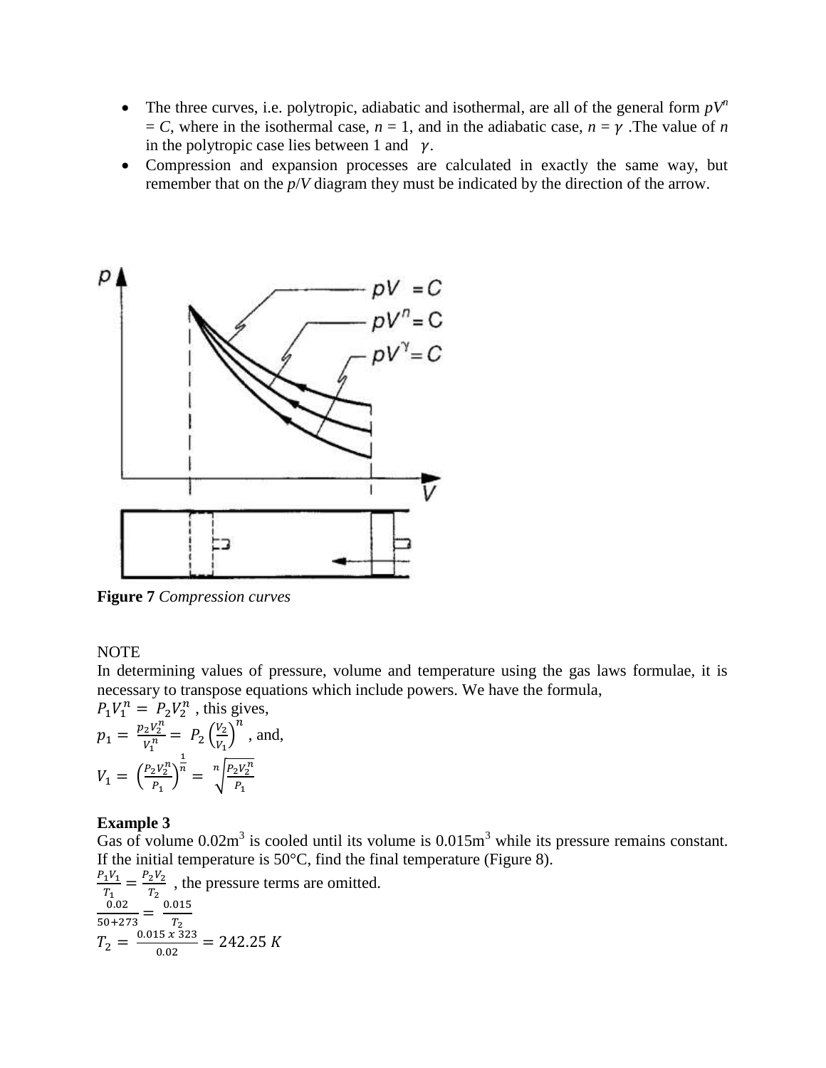- The three curves, i.e. polytropic, adiabatic and isothermal, are all of the general form $pV^n = C$, where in the isothermal case, $n = 1$, and in the adiabatic case, $n = \gamma$ .The value of $n$ in the polytropic case lies between 1 and $\gamma$.
- Compression and expansion processes are calculated in exactly the same way, but remember that on the $p/V$ diagram they must be indicated by the direction of the arrow.

**Figure 7** *Compression curves*

NOTE

In determining values of pressure, volume and temperature using the gas laws formulae, it is necessary to transpose equations which include powers. We have the formula,

$P_1V_1^n = P_2V_2^n$ , this gives,

$p_1 = \frac{p_2V_2^n}{V_1^n} = P_2\left(\frac{V_2}{V_1}\right)^n$ , and,

$V_1 = \left(\frac{P_2V_2^n}{P_1}\right)^{\frac{1}{n}} = \sqrt[n]{\frac{P_2V_2^n}{P_1}}$

**Example 3**

Gas of volume 0.02m$^3$ is cooled until its volume is 0.015m$^3$ while its pressure remains constant. If the initial temperature is 50°C, find the final temperature (Figure 8).

$\frac{P_1V_1}{T_1} = \frac{P_2V_2}{T_2}$ , the pressure terms are omitted.

$\frac{0.02}{50+273} = \frac{0.015}{T_2}$

$T_2 = \frac{0.015 \ x \ 323}{0.02} = 242.25 \ K$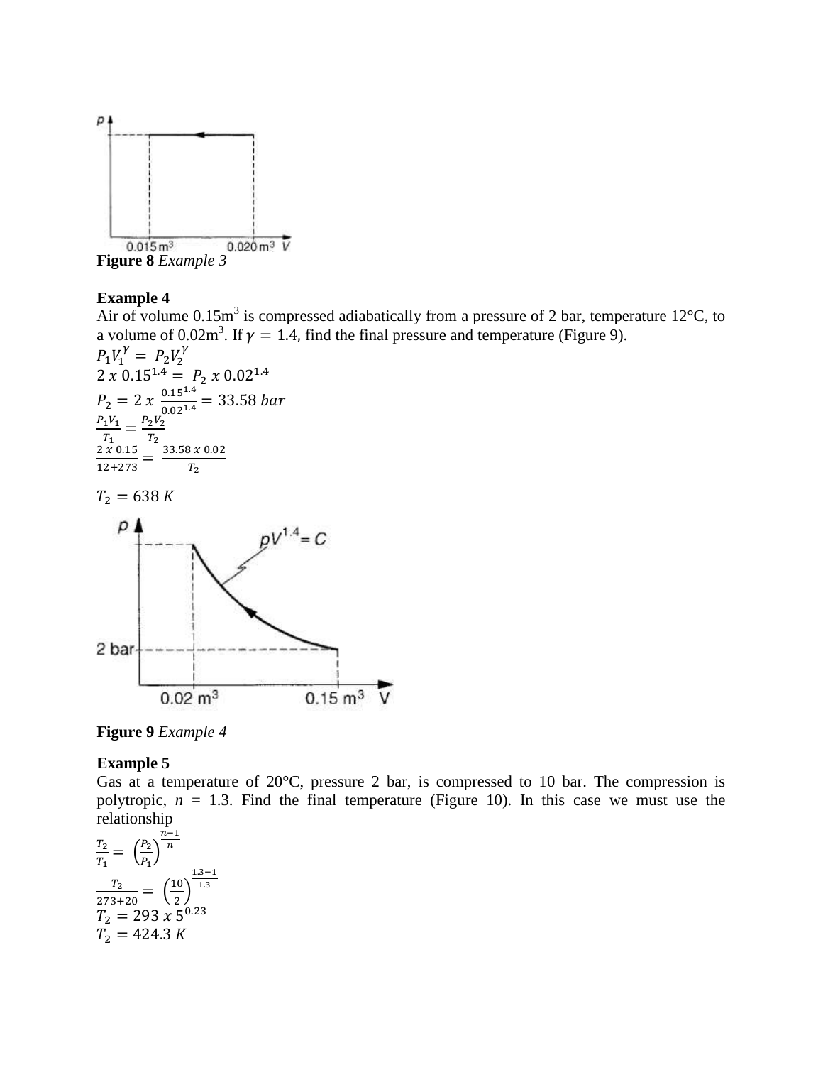**Figure 8** *Example 3*

**Example 4**

Air of volume 0.15m$^3$ is compressed adiabatically from a pressure of 2 bar, temperature 12°C, to a volume of 0.02m$^3$. If $\gamma = 1.4$, find the final pressure and temperature (Figure 9).

$P_1V_1^{\gamma} = P_2V_2^{\gamma}$

$2 \, x \, 0.15^{1.4} = P_2 \, x \, 0.02^{1.4}$

$P_2 = 2 \, x \, \frac{0.15^{1.4}}{0.02^{1.4}} = 33.58 \, bar$

$\frac{P_1V_1}{T_1} = \frac{P_2V_2}{T_2}$

$\frac{2 \, x \, 0.15}{12+273} = \frac{33.58 \, x \, 0.02}{T_2}$

$T_2 = 638 \, K$

**Figure 9** *Example 4*

**Example 5**

Gas at a temperature of 20°C, pressure 2 bar, is compressed to 10 bar. The compression is polytropic, *n* = 1.3. Find the final temperature (Figure 10). In this case we must use the relationship

$\frac{T_2}{T_1} = \left(\frac{P_2}{P_1}\right)^{\frac{n-1}{n}}$

$\frac{T_2}{273+20} = \left(\frac{10}{2}\right)^{\frac{1.3-1}{1.3}}$

$T_2 = 293 \, x \, 5^{0.23}$

$T_2 = 424.3 \, K$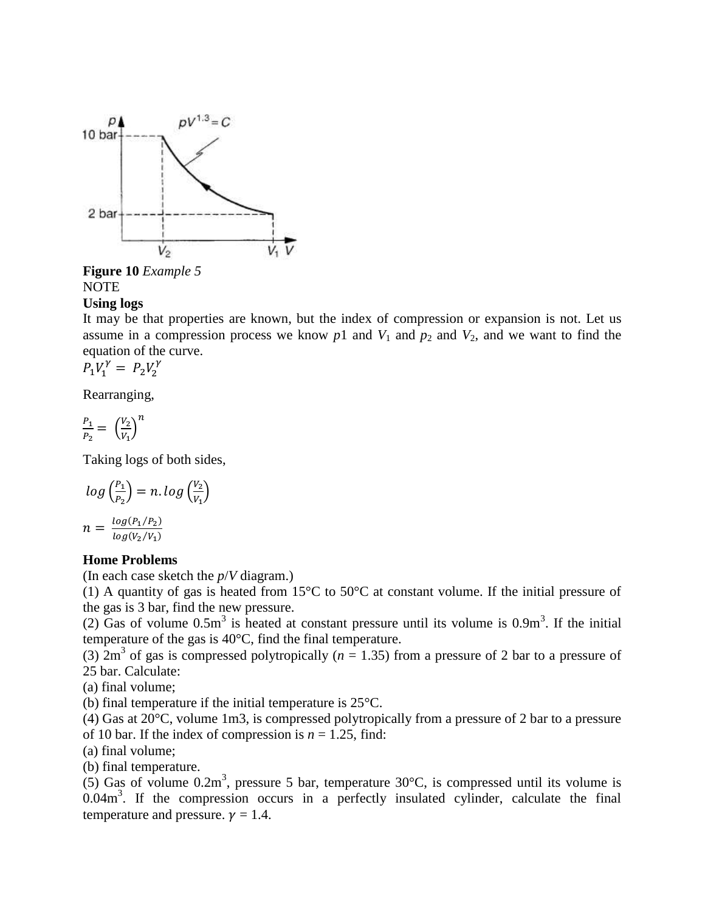**Figure 10** *Example 5*

NOTE

**Using logs**

It may be that properties are known, but the index of compression or expansion is not. Let us assume in a compression process we know $p1$ and $V_1$ and $p_2$ and $V_2$, and we want to find the equation of the curve.

$$P_1V_1^{\gamma} = P_2V_2^{\gamma}$$

Rearranging,

$$\frac{P_1}{P_2} = \left(\frac{V_2}{V_1}\right)^n$$

Taking logs of both sides,

$$log\left(\frac{P_1}{P_2}\right) = n.log\left(\frac{V_2}{V_1}\right)$$

$$n = \frac{log(P_1/P_2)}{log(V_2/V_1)}$$

**Home Problems**

(In each case sketch the $p/V$ diagram.)

(1) A quantity of gas is heated from 15°C to 50°C at constant volume. If the initial pressure of the gas is 3 bar, find the new pressure.

(2) Gas of volume $0.5m^3$ is heated at constant pressure until its volume is $0.9m^3$. If the initial temperature of the gas is 40°C, find the final temperature.

(3) $2m^3$ of gas is compressed polytropically ($n = 1.35$) from a pressure of 2 bar to a pressure of 25 bar. Calculate:

(a) final volume;

(b) final temperature if the initial temperature is 25°C.

(4) Gas at 20°C, volume 1m3, is compressed polytropically from a pressure of 2 bar to a pressure of 10 bar. If the index of compression is $n = 1.25$, find:

(a) final volume;

(b) final temperature.

(5) Gas of volume $0.2m^3$, pressure 5 bar, temperature 30°C, is compressed until its volume is $0.04m^3$. If the compression occurs in a perfectly insulated cylinder, calculate the final temperature and pressure. $\gamma = 1.4$.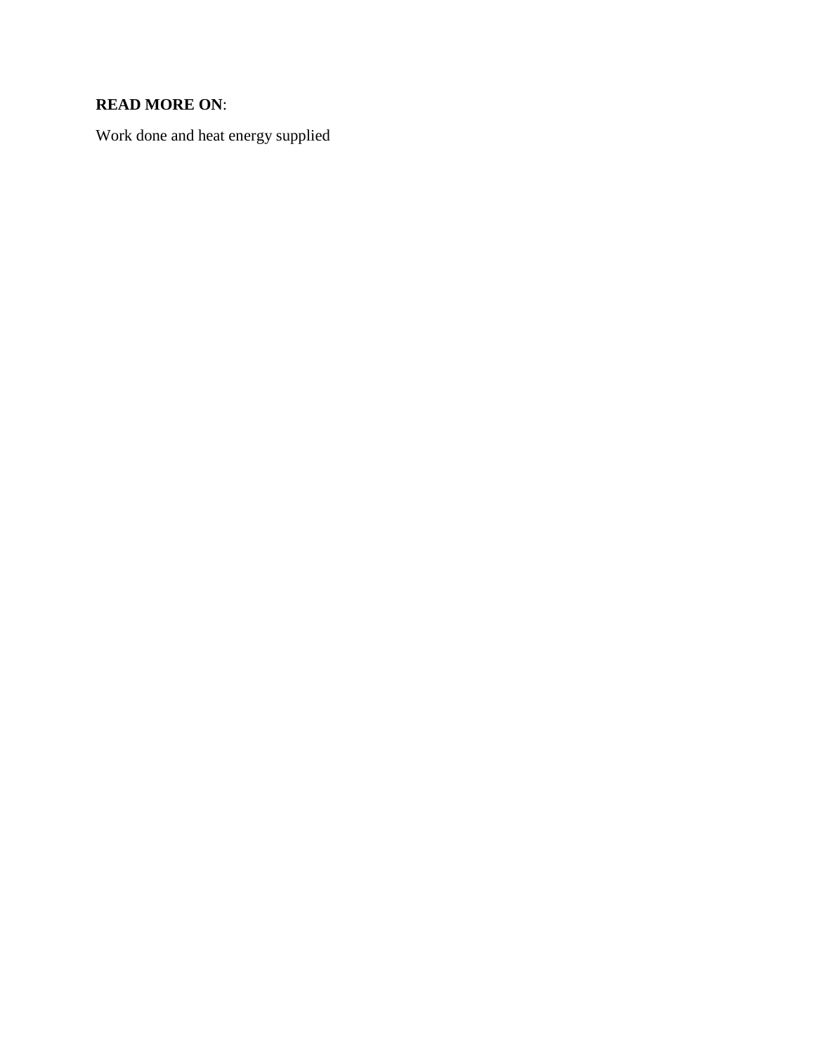**READ MORE ON**:

Work done and heat energy supplied